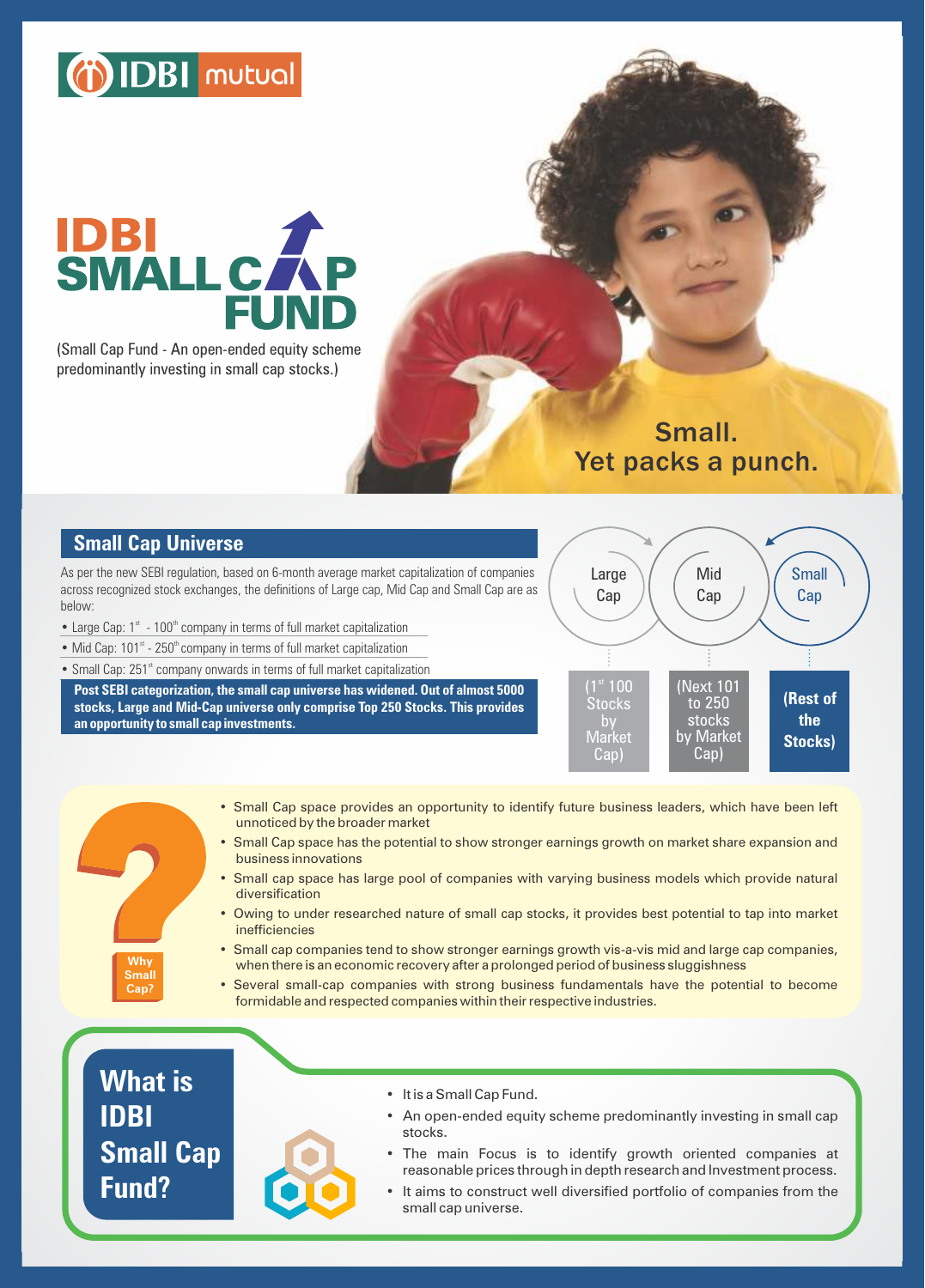IDBI mutual

# IDBI SMALL CAP FUND

(Small Cap Fund - An open-ended equity scheme predominantly investing in small cap stocks.)

Small.
Yet packs a punch.

## Small Cap Universe

As per the new SEBI regulation, based on 6-month average market capitalization of companies across recognized stock exchanges, the definitions of Large cap, Mid Cap and Small Cap are as below:

- Large Cap: 1st - 100th company in terms of full market capitalization
- Mid Cap: 101st - 250th company in terms of full market capitalization
- Small Cap: 251st company onwards in terms of full market capitalization

**Post SEBI categorization, the small cap universe has widened. Out of almost 5000 stocks, Large and Mid-Cap universe only comprise Top 250 Stocks. This provides an opportunity to small cap investments.**

| Large Cap | Mid Cap | Small Cap |
|---|---|---|
| (1st 100 Stocks by Market Cap) | (Next 101 to 250 stocks by Market Cap) | (Rest of the Stocks) |

### Why Small Cap?

- Small Cap space provides an opportunity to identify future business leaders, which have been left unnoticed by the broader market
- Small Cap space has the potential to show stronger earnings growth on market share expansion and business innovations
- Small cap space has large pool of companies with varying business models which provide natural diversification
- Owing to under researched nature of small cap stocks, it provides best potential to tap into market inefficiencies
- Small cap companies tend to show stronger earnings growth vis-a-vis mid and large cap companies, when there is an economic recovery after a prolonged period of business sluggishness
- Several small-cap companies with strong business fundamentals have the potential to become formidable and respected companies within their respective industries.

## What is IDBI Small Cap Fund?

- It is a Small Cap Fund.
- An open-ended equity scheme predominantly investing in small cap stocks.
- The main Focus is to identify growth oriented companies at reasonable prices through in depth research and Investment process.
- It aims to construct well diversified portfolio of companies from the small cap universe.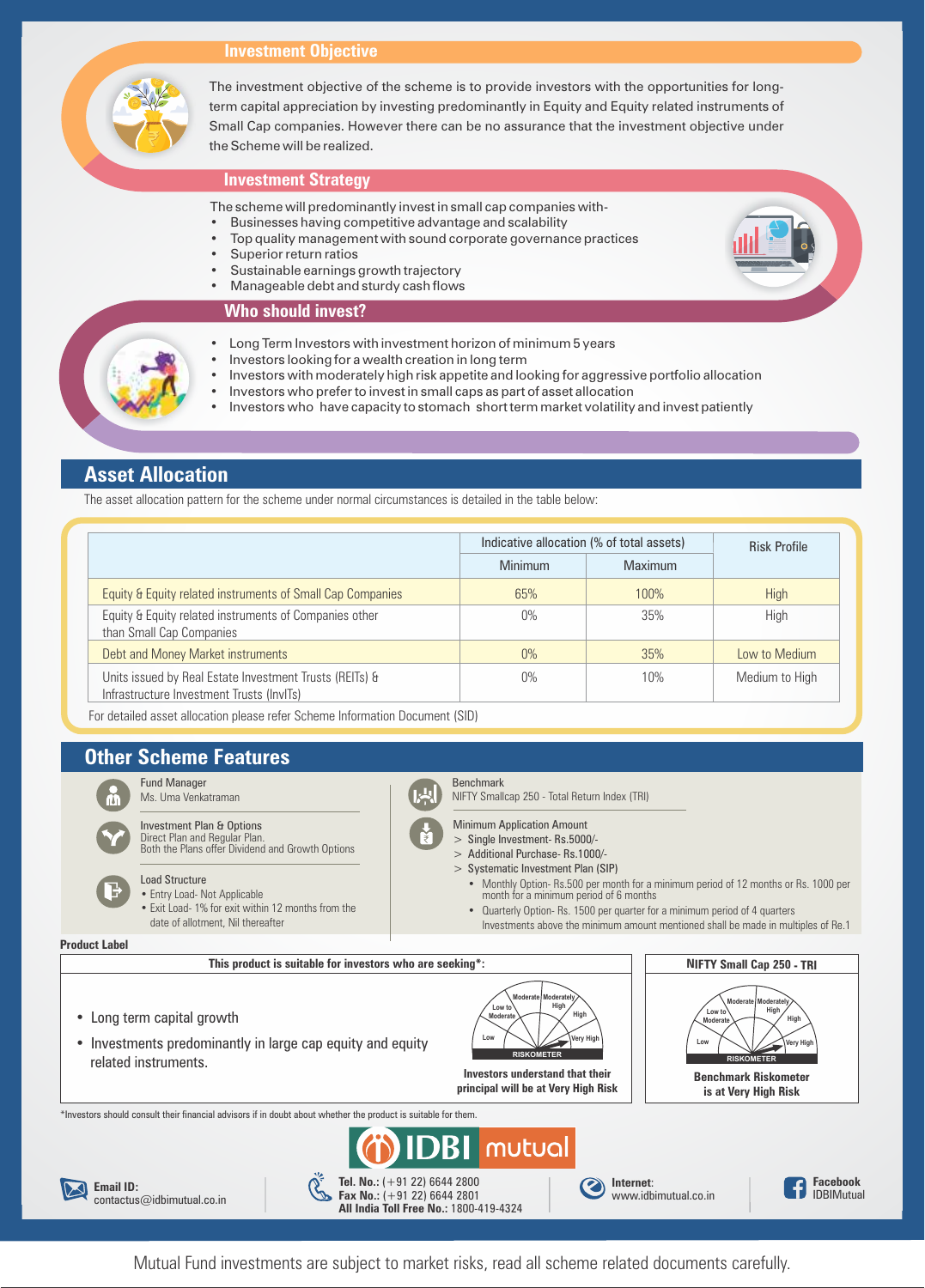## Investment Objective

The investment objective of the scheme is to provide investors with the opportunities for long-term capital appreciation by investing predominantly in Equity and Equity related instruments of Small Cap companies. However there can be no assurance that the investment objective under the Scheme will be realized.

## Investment Strategy

The scheme will predominantly invest in small cap companies with-

- Businesses having competitive advantage and scalability
- Top quality management with sound corporate governance practices
- Superior return ratios
- Sustainable earnings growth trajectory
- Manageable debt and sturdy cash flows

## Who should invest?

- Long Term Investors with investment horizon of minimum 5 years
- Investors looking for a wealth creation in long term
- Investors with moderately high risk appetite and looking for aggressive portfolio allocation
- Investors who prefer to invest in small caps as part of asset allocation
- Investors who have capacity to stomach short term market volatility and invest patiently

## Asset Allocation

The asset allocation pattern for the scheme under normal circumstances is detailed in the table below:

| | Indicative allocation (% of total assets) | | Risk Profile |
|---|---|---|---|
| | Minimum | Maximum | |
| Equity & Equity related instruments of Small Cap Companies | 65% | 100% | High |
| Equity & Equity related instruments of Companies other than Small Cap Companies | 0% | 35% | High |
| Debt and Money Market instruments | 0% | 35% | Low to Medium |
| Units issued by Real Estate Investment Trusts (REITs) & Infrastructure Investment Trusts (InvITs) | 0% | 10% | Medium to High |

For detailed asset allocation please refer Scheme Information Document (SID)

## Other Scheme Features

**Fund Manager**
Ms. Uma Venkatraman

**Investment Plan & Options**
Direct Plan and Regular Plan.
Both the Plans offer Dividend and Growth Options

**Load Structure**
- Entry Load- Not Applicable
- Exit Load- 1% for exit within 12 months from the date of allotment, Nil thereafter

**Benchmark**
NIFTY Smallcap 250 - Total Return Index (TRI)

**Minimum Application Amount**
> Single Investment- Rs.5000/-
> Additional Purchase- Rs.1000/-
> Systematic Investment Plan (SIP)
- Monthly Option- Rs.500 per month for a minimum period of 12 months or Rs. 1000 per month for a minimum period of 6 months
- Quarterly Option- Rs. 1500 per quarter for a minimum period of 4 quarters

Investments above the minimum amount mentioned shall be made in multiples of Re.1

**Product Label**

**This product is suitable for investors who are seeking*:**

- Long term capital growth
- Investments predominantly in large cap equity and equity related instruments.

Low, Low to Moderate, Moderate, Moderately High, High, Very High
RISKOMETER

**Investors understand that their principal will be at Very High Risk**

**NIFTY Small Cap 250 - TRI**

Low, Low to Moderate, Moderate, Moderately High, High, Very High
RISKOMETER

**Benchmark Riskometer is at Very High Risk**

*Investors should consult their financial advisors if in doubt about whether the product is suitable for them.

IDBI mutual

**Email ID:** contactus@idbimutual.co.in

**Tel. No.:** (+91 22) 6644 2800
**Fax No.:** (+91 22) 6644 2801
**All India Toll Free No.:** 1800-419-4324

**Internet:** www.idbimutual.co.in

**Facebook** IDBIMutual

Mutual Fund investments are subject to market risks, read all scheme related documents carefully.